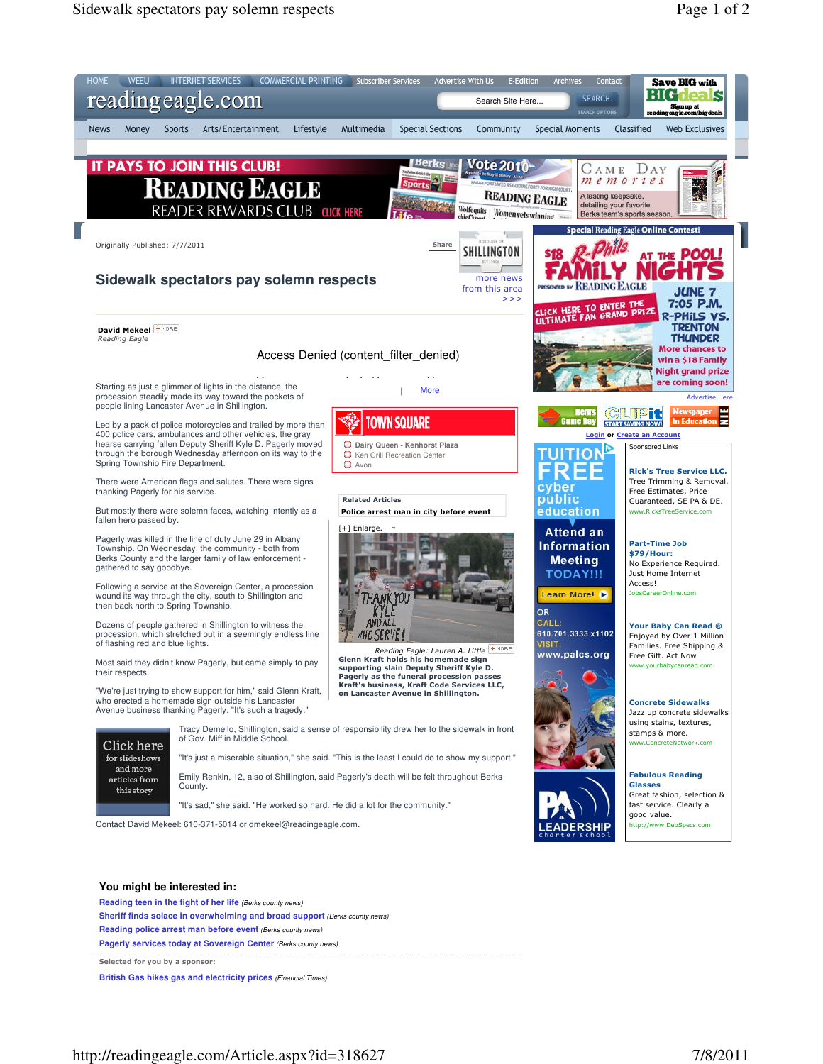Originally Published: 7/7/2011

# Sidewalk spectators pay solemn respects

**David Mekeel**
*Reading Eagle*

Access Denied (content_filter_denied)

Starting as just a glimmer of lights in the distance, the procession steadily made its way toward the pockets of people lining Lancaster Avenue in Shillington.

Led by a pack of police motorcycles and trailed by more than 400 police cars, ambulances and other vehicles, the gray hearse carrying fallen Deputy Sheriff Kyle D. Pagerly moved through the borough Wednesday afternoon on its way to the Spring Township Fire Department.

There were American flags and salutes. There were signs thanking Pagerly for his service.

But mostly there were solemn faces, watching intently as a fallen hero passed by.

Pagerly was killed in the line of duty June 29 in Albany Township. On Wednesday, the community - both from Berks County and the larger family of law enforcement - gathered to say goodbye.

Following a service at the Sovereign Center, a procession wound its way through the city, south to Shillington and then back north to Spring Township.

Dozens of people gathered in Shillington to witness the procession, which stretched out in a seemingly endless line of flashing red and blue lights.

Most said they didn't know Pagerly, but came simply to pay their respects.

"We're just trying to show support for him," said Glenn Kraft, who erected a homemade sign outside his Lancaster Avenue business thanking Pagerly. "It's such a tragedy."

Reading Eagle: Lauren A. Little

**Glenn Kraft holds his homemade sign supporting slain Deputy Sheriff Kyle D. Pagerly as the funeral procession passes Kraft's business, Kraft Code Services LLC, on Lancaster Avenue in Shillington.**

Tracy Demello, Shillington, said a sense of responsibility drew her to the sidewalk in front of Gov. Mifflin Middle School.

"It's just a miserable situation," she said. "This is the least I could do to show my support."

Emily Renkin, 12, also of Shillington, said Pagerly's death will be felt throughout Berks County.

"It's sad," she said. "He worked so hard. He did a lot for the community."

Contact David Mekeel: 610-371-5014 or dmekeel@readingeagle.com.

**Related Articles**
Police arrest man in city before event

### You might be interested in:

- Reading teen in the fight of her life *(Berks county news)*
- Sheriff finds solace in overwhelming and broad support *(Berks county news)*
- Reading police arrest man before event *(Berks county news)*
- Pagerly services today at Sovereign Center *(Berks county news)*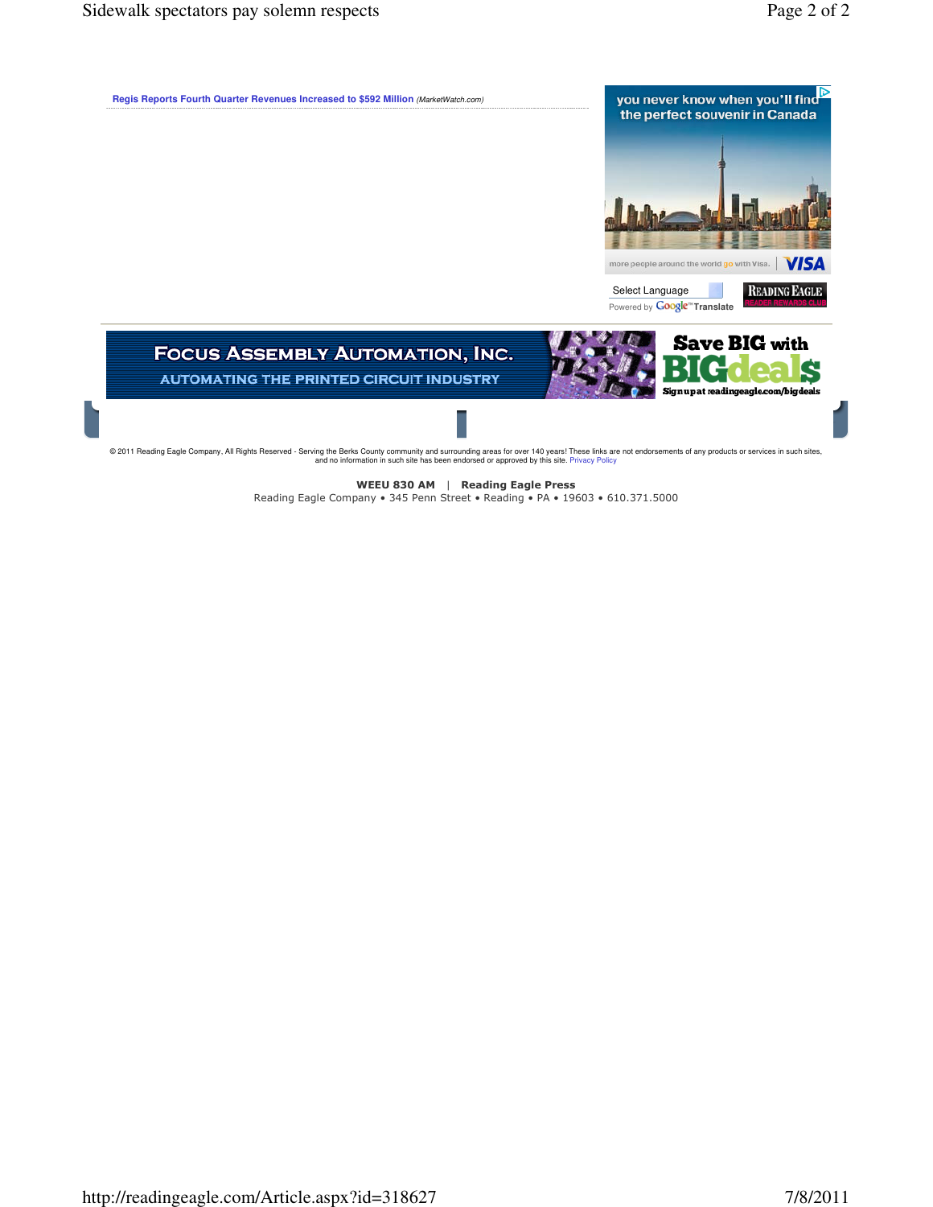Regis Reports Fourth Quarter Revenues Increased to $592 Million *(MarketWatch.com)*

you never know when you'll find the perfect souvenir in Canada

more people around the world go with Visa. VISA

Select Language

Powered by Google™ Translate

READING EAGLE READER REWARDS CLUB

FOCUS ASSEMBLY AUTOMATION, INC.

AUTOMATING THE PRINTED CIRCUIT INDUSTRY

Save BIG with BIGdeals

Sign up at readingeagle.com/bigdeals

© 2011 Reading Eagle Company, All Rights Reserved - Serving the Berks County community and surrounding areas for over 140 years! These links are not endorsements of any products or services in such sites, and no information in such site has been endorsed or approved by this site. Privacy Policy

**WEEU 830 AM** | **Reading Eagle Press**

Reading Eagle Company • 345 Penn Street • Reading • PA • 19603 • 610.371.5000